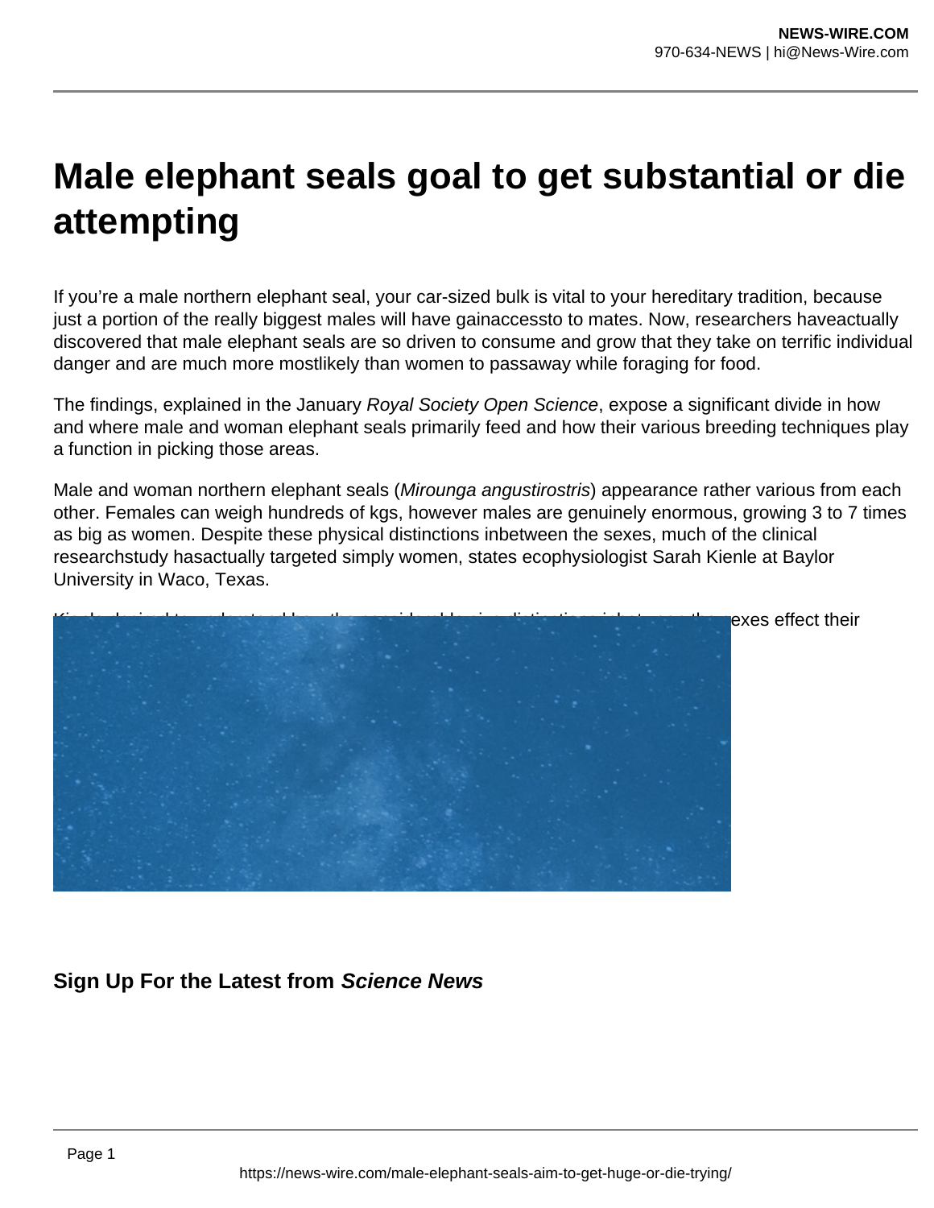# Male elephant seals goal to get substantial or die attempting

If you're a male northern elephant seal, your car-sized bulk is vital to your hereditary tradition, because just a portion of the really biggest males will have gainaccessto to mates. Now, researchers haveactually discovered that male elephant seals are so driven to consume and grow that they take on terrific individual danger and are much more mostlikely than women to passaway while foraging for food.

The findings, explained in the January *Royal Society Open Science*, expose a significant divide in how and where male and woman elephant seals primarily feed and how their various breeding techniques play a function in picking those areas.

Male and woman northern elephant seals (*Mirounga angustirostris*) appearance rather various from each other. Females can weigh hundreds of kgs, however males are genuinely enormous, growing 3 to 7 times as big as women. Despite these physical distinctions inbetween the sexes, much of the clinical researchstudy hasactually targeted simply women, states ecophysiologist Sarah Kienle at Baylor University in Waco, Texas.

Kienle desired to understand how these considerable size distinctions in between the sexes effect their

## Sign Up For the Latest from *Science News*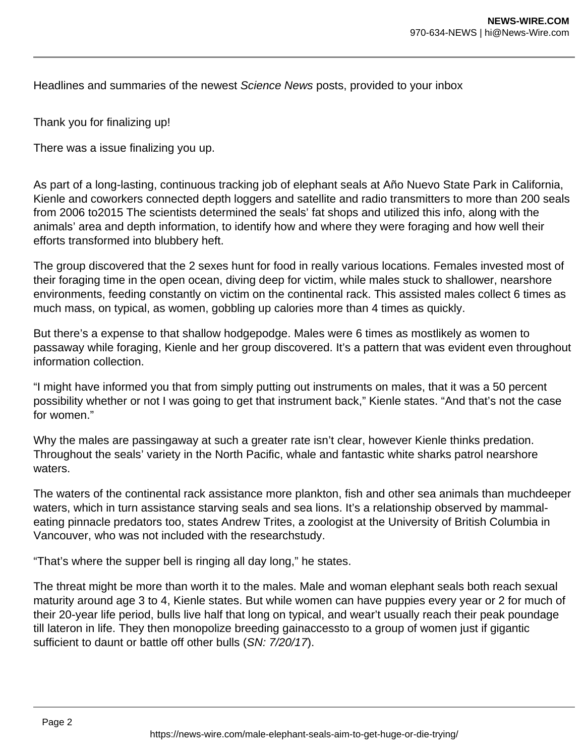Headlines and summaries of the newest *Science News* posts, provided to your inbox

Thank you for finalizing up!

There was a issue finalizing you up.

As part of a long-lasting, continuous tracking job of elephant seals at Año Nuevo State Park in California, Kienle and coworkers connected depth loggers and satellite and radio transmitters to more than 200 seals from 2006 to2015 The scientists determined the seals' fat shops and utilized this info, along with the animals' area and depth information, to identify how and where they were foraging and how well their efforts transformed into blubbery heft.

The group discovered that the 2 sexes hunt for food in really various locations. Females invested most of their foraging time in the open ocean, diving deep for victim, while males stuck to shallower, nearshore environments, feeding constantly on victim on the continental rack. This assisted males collect 6 times as much mass, on typical, as women, gobbling up calories more than 4 times as quickly.

But there's a expense to that shallow hodgepodge. Males were 6 times as mostlikely as women to passaway while foraging, Kienle and her group discovered. It's a pattern that was evident even throughout information collection.

"I might have informed you that from simply putting out instruments on males, that it was a 50 percent possibility whether or not I was going to get that instrument back," Kienle states. "And that's not the case for women."

Why the males are passingaway at such a greater rate isn't clear, however Kienle thinks predation. Throughout the seals' variety in the North Pacific, whale and fantastic white sharks patrol nearshore waters.

The waters of the continental rack assistance more plankton, fish and other sea animals than muchdeeper waters, which in turn assistance starving seals and sea lions. It's a relationship observed by mammal-eating pinnacle predators too, states Andrew Trites, a zoologist at the University of British Columbia in Vancouver, who was not included with the researchstudy.

"That's where the supper bell is ringing all day long," he states.

The threat might be more than worth it to the males. Male and woman elephant seals both reach sexual maturity around age 3 to 4, Kienle states. But while women can have puppies every year or 2 for much of their 20-year life period, bulls live half that long on typical, and wear't usually reach their peak poundage till lateron in life. They then monopolize breeding gainaccessto to a group of women just if gigantic sufficient to daunt or battle off other bulls (*SN: 7/20/17*).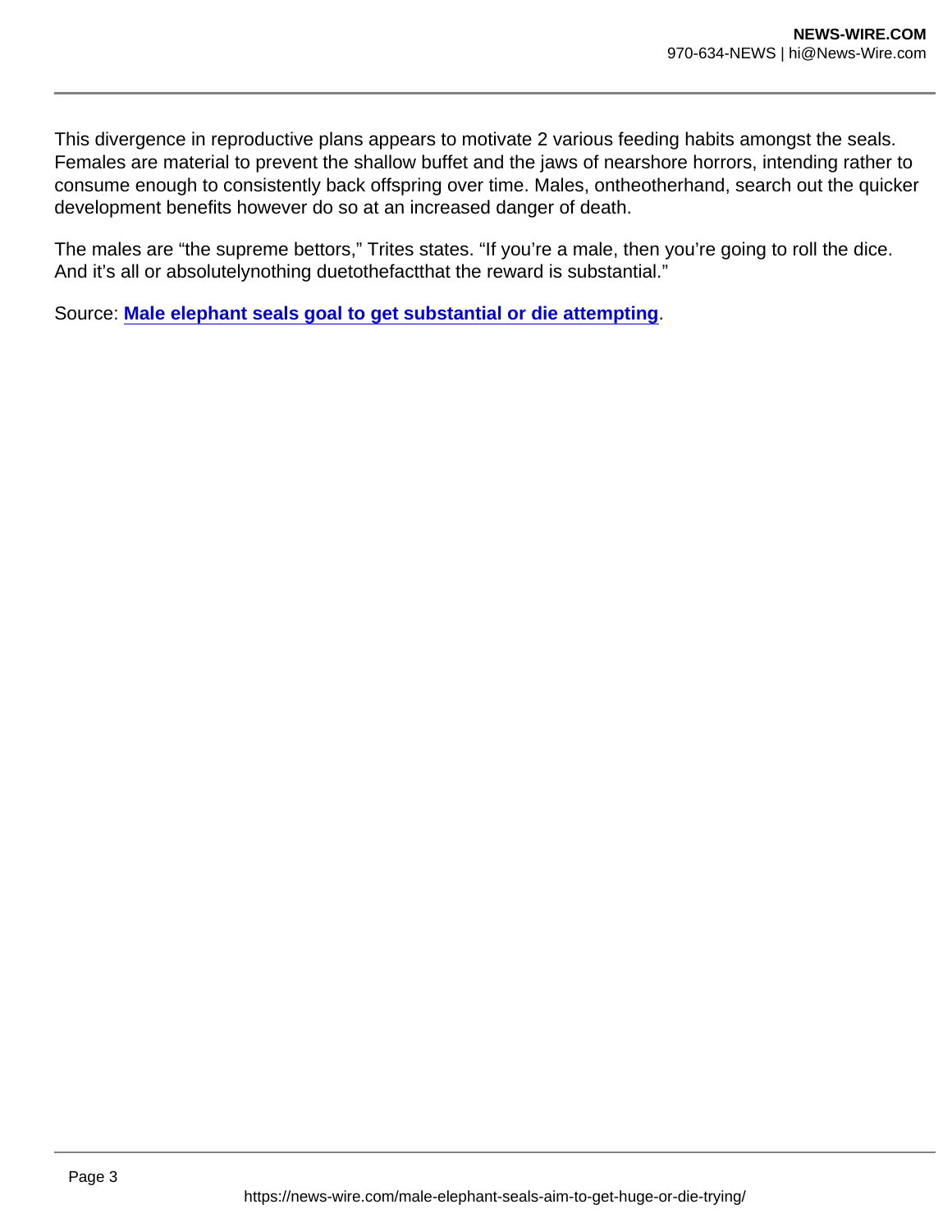This divergence in reproductive plans appears to motivate 2 various feeding habits amongst the seals. Females are material to prevent the shallow buffet and the jaws of nearshore horrors, intending rather to consume enough to consistently back offspring over time. Males, ontheotherhand, search out the quicker development benefits however do so at an increased danger of death.

The males are "the supreme bettors," Trites states. "If you're a male, then you're going to roll the dice. And it's all or absolutelynothing duetothefactthat the reward is substantial."

Source: **[Male elephant seals goal to get substantial or die attempting](https://news-wire.com/male-elephant-seals-aim-to-get-huge-or-die-trying/)**.